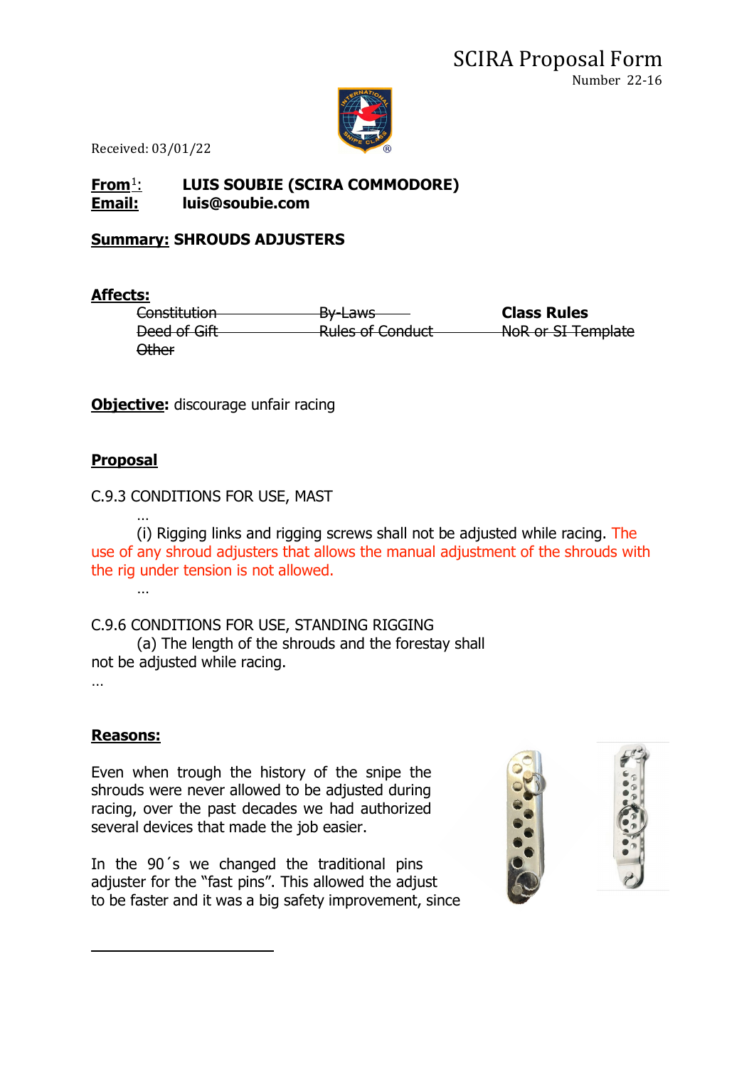# SCIRA Proposal Form

Number 22-16

Received: 03/01/22

**From[1]:** **LUIS SOUBIE (SCIRA COMMODORE)**
**Email:** **luis@soubie.com**

**Summary: SHROUDS ADJUSTERS**

**Affects:**

~~Constitution~~ ~~By-Laws~~ **Class Rules**
~~Deed of Gift~~ ~~Rules of Conduct~~ ~~NoR or SI Template~~
~~Other~~

**Objective:** discourage unfair racing

**Proposal**

C.9.3 CONDITIONS FOR USE, MAST

…

(i) Rigging links and rigging screws shall not be adjusted while racing. The use of any shroud adjusters that allows the manual adjustment of the shrouds with the rig under tension is not allowed.

…

C.9.6 CONDITIONS FOR USE, STANDING RIGGING

(a) The length of the shrouds and the forestay shall not be adjusted while racing.

…

**Reasons:**

Even when trough the history of the snipe the shrouds were never allowed to be adjusted during racing, over the past decades we had authorized several devices that made the job easier.

In the 90´s we changed the traditional pins adjuster for the "fast pins". This allowed the adjust to be faster and it was a big safety improvement, since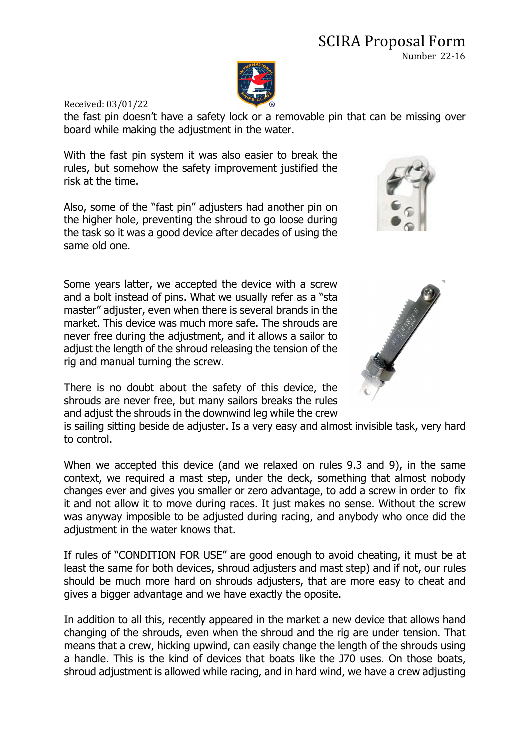the fast pin doesn't have a safety lock or a removable pin that can be missing over board while making the adjustment in the water.

With the fast pin system it was also easier to break the rules, but somehow the safety improvement justified the risk at the time.

Also, some of the "fast pin" adjusters had another pin on the higher hole, preventing the shroud to go loose during the task so it was a good device after decades of using the same old one.

Some years latter, we accepted the device with a screw and a bolt instead of pins. What we usually refer as a "sta master" adjuster, even when there is several brands in the market. This device was much more safe. The shrouds are never free during the adjustment, and it allows a sailor to adjust the length of the shroud releasing the tension of the rig and manual turning the screw.

There is no doubt about the safety of this device, the shrouds are never free, but many sailors breaks the rules and adjust the shrouds in the downwind leg while the crew is sailing sitting beside de adjuster. Is a very easy and almost invisible task, very hard to control.

When we accepted this device (and we relaxed on rules 9.3 and 9), in the same context, we required a mast step, under the deck, something that almost nobody changes ever and gives you smaller or zero advantage, to add a screw in order to fix it and not allow it to move during races. It just makes no sense. Without the screw was anyway imposible to be adjusted during racing, and anybody who once did the adjustment in the water knows that.

If rules of "CONDITION FOR USE" are good enough to avoid cheating, it must be at least the same for both devices, shroud adjusters and mast step) and if not, our rules should be much more hard on shrouds adjusters, that are more easy to cheat and gives a bigger advantage and we have exactly the oposite.

In addition to all this, recently appeared in the market a new device that allows hand changing of the shrouds, even when the shroud and the rig are under tension. That means that a crew, hicking upwind, can easily change the length of the shrouds using a handle. This is the kind of devices that boats like the J70 uses. On those boats, shroud adjustment is allowed while racing, and in hard wind, we have a crew adjusting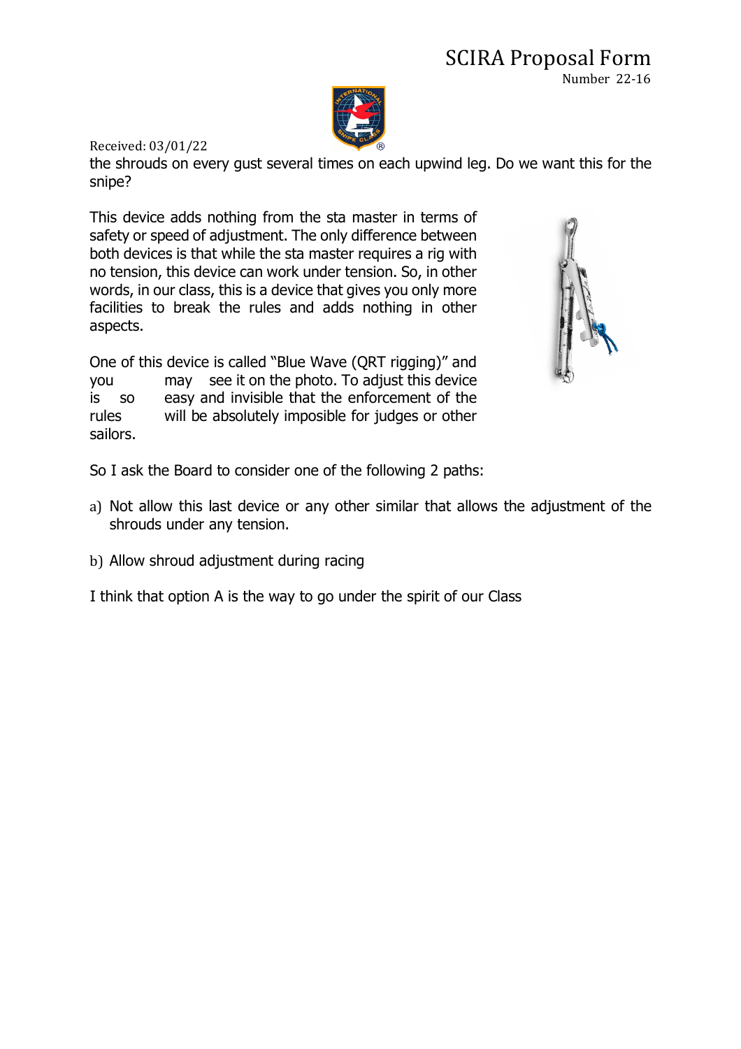the shrouds on every gust several times on each upwind leg. Do we want this for the snipe?

This device adds nothing from the sta master in terms of safety or speed of adjustment. The only difference between both devices is that while the sta master requires a rig with no tension, this device can work under tension. So, in other words, in our class, this is a device that gives you only more facilities to break the rules and adds nothing in other aspects.

One of this device is called "Blue Wave (QRT rigging)" and you may see it on the photo. To adjust this device is so easy and invisible that the enforcement of the rules will be absolutely imposible for judges or other sailors.

So I ask the Board to consider one of the following 2 paths:

a) Not allow this last device or any other similar that allows the adjustment of the shrouds under any tension.

b) Allow shroud adjustment during racing

I think that option A is the way to go under the spirit of our Class